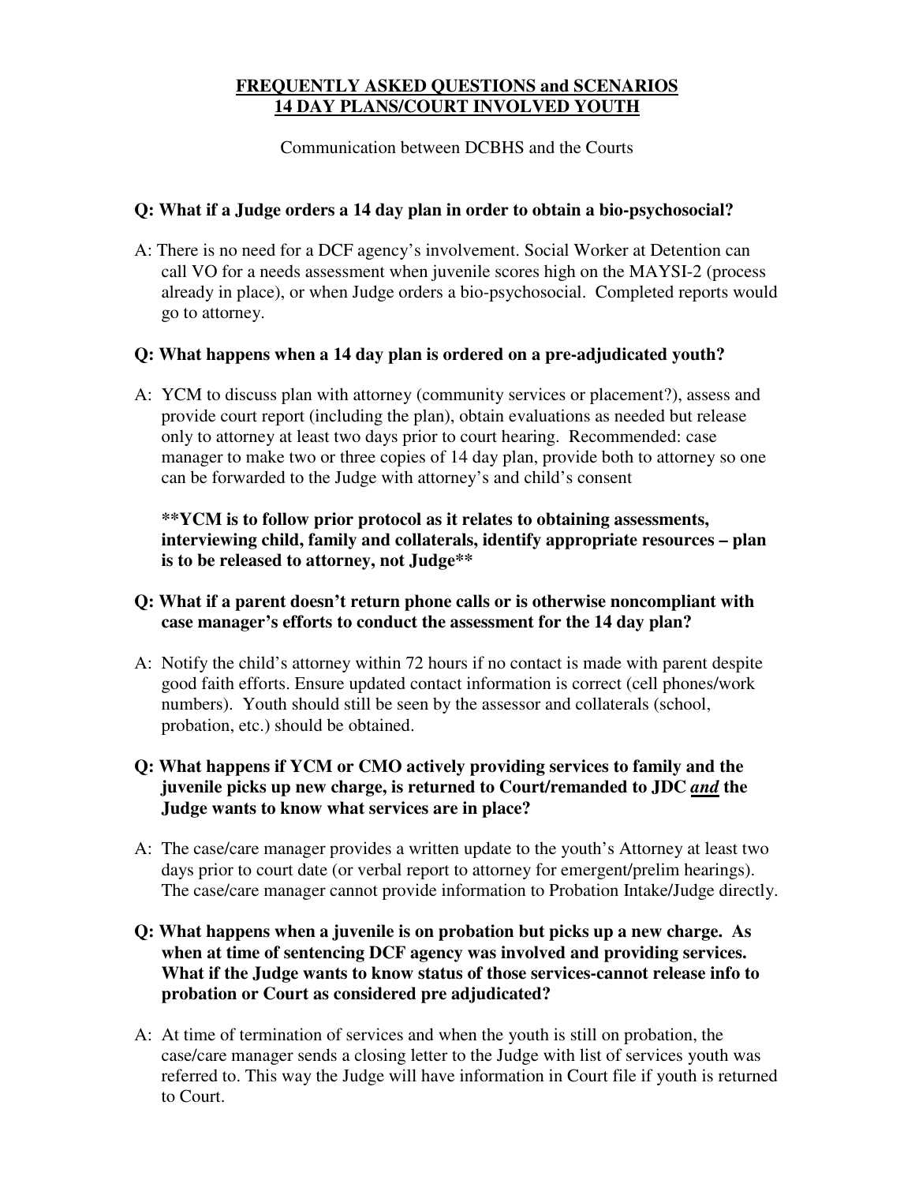# FREQUENTLY ASKED QUESTIONS and SCENARIOS 14 DAY PLANS/COURT INVOLVED YOUTH

Communication between DCBHS and the Courts

**Q: What if a Judge orders a 14 day plan in order to obtain a bio-psychosocial?**

A: There is no need for a DCF agency's involvement. Social Worker at Detention can call VO for a needs assessment when juvenile scores high on the MAYSI-2 (process already in place), or when Judge orders a bio-psychosocial. Completed reports would go to attorney.

**Q: What happens when a 14 day plan is ordered on a pre-adjudicated youth?**

A: YCM to discuss plan with attorney (community services or placement?), assess and provide court report (including the plan), obtain evaluations as needed but release only to attorney at least two days prior to court hearing. Recommended: case manager to make two or three copies of 14 day plan, provide both to attorney so one can be forwarded to the Judge with attorney's and child's consent

**\*\*YCM is to follow prior protocol as it relates to obtaining assessments, interviewing child, family and collaterals, identify appropriate resources – plan is to be released to attorney, not Judge\*\***

**Q: What if a parent doesn't return phone calls or is otherwise noncompliant with case manager's efforts to conduct the assessment for the 14 day plan?**

A: Notify the child's attorney within 72 hours if no contact is made with parent despite good faith efforts. Ensure updated contact information is correct (cell phones/work numbers). Youth should still be seen by the assessor and collaterals (school, probation, etc.) should be obtained.

**Q: What happens if YCM or CMO actively providing services to family and the juvenile picks up new charge, is returned to Court/remanded to JDC *and* the Judge wants to know what services are in place?**

A: The case/care manager provides a written update to the youth's Attorney at least two days prior to court date (or verbal report to attorney for emergent/prelim hearings). The case/care manager cannot provide information to Probation Intake/Judge directly.

**Q: What happens when a juvenile is on probation but picks up a new charge. As when at time of sentencing DCF agency was involved and providing services. What if the Judge wants to know status of those services-cannot release info to probation or Court as considered pre adjudicated?**

A: At time of termination of services and when the youth is still on probation, the case/care manager sends a closing letter to the Judge with list of services youth was referred to. This way the Judge will have information in Court file if youth is returned to Court.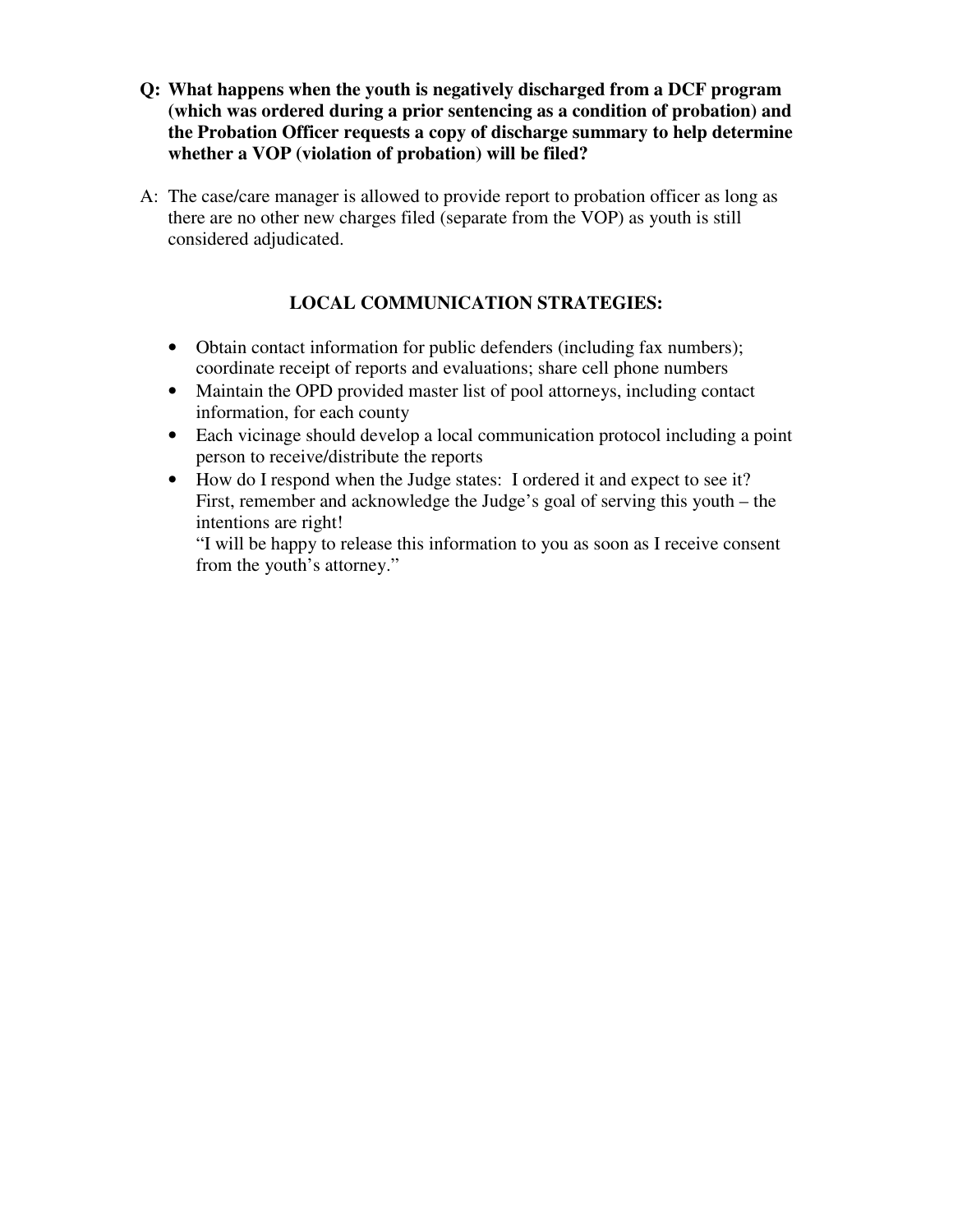**Q: What happens when the youth is negatively discharged from a DCF program (which was ordered during a prior sentencing as a condition of probation) and the Probation Officer requests a copy of discharge summary to help determine whether a VOP (violation of probation) will be filed?**

A: The case/care manager is allowed to provide report to probation officer as long as there are no other new charges filed (separate from the VOP) as youth is still considered adjudicated.

## LOCAL COMMUNICATION STRATEGIES:

- Obtain contact information for public defenders (including fax numbers); coordinate receipt of reports and evaluations; share cell phone numbers
- Maintain the OPD provided master list of pool attorneys, including contact information, for each county
- Each vicinage should develop a local communication protocol including a point person to receive/distribute the reports
- How do I respond when the Judge states: I ordered it and expect to see it? First, remember and acknowledge the Judge's goal of serving this youth – the intentions are right!
  "I will be happy to release this information to you as soon as I receive consent from the youth's attorney."